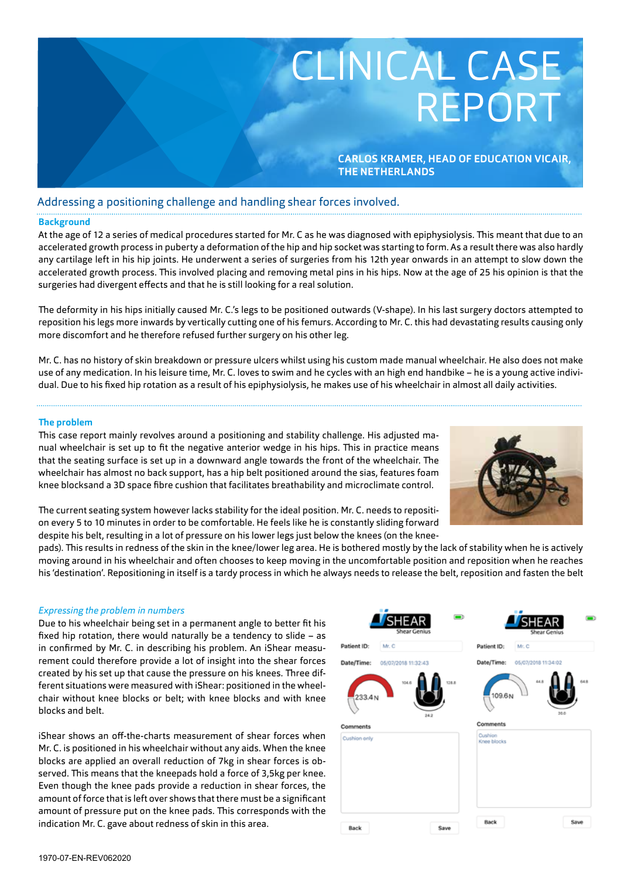# CLINICAL CASE REPORT

**CARLOS KRAMER, HEAD OF EDUCATION VICAIR, THE NETHERLANDS**

## Addressing a positioning challenge and handling shear forces involved.

### Background

At the age of 12 a series of medical procedures started for Mr. C as he was diagnosed with epiphysiolysis. This meant that due to an accelerated growth process in puberty a deformation of the hip and hip socket was starting to form. As a result there was also hardly any cartilage left in his hip joints. He underwent a series of surgeries from his 12th year onwards in an attempt to slow down the accelerated growth process. This involved placing and removing metal pins in his hips. Now at the age of 25 his opinion is that the surgeries had divergent effects and that he is still looking for a real solution.

The deformity in his hips initially caused Mr. C.'s legs to be positioned outwards (V-shape). In his last surgery doctors attempted to reposition his legs more inwards by vertically cutting one of his femurs. According to Mr. C. this had devastating results causing only more discomfort and he therefore refused further surgery on his other leg.

Mr. C. has no history of skin breakdown or pressure ulcers whilst using his custom made manual wheelchair. He also does not make use of any medication. In his leisure time, Mr. C. loves to swim and he cycles with an high end handbike – he is a young active individual. Due to his fixed hip rotation as a result of his epiphysiolysis, he makes use of his wheelchair in almost all daily activities.

### The problem

This case report mainly revolves around a positioning and stability challenge. His adjusted manual wheelchair is set up to fit the negative anterior wedge in his hips. This in practice means that the seating surface is set up in a downward angle towards the front of the wheelchair. The wheelchair has almost no back support, has a hip belt positioned around the sias, features foam knee blocksand a 3D space fibre cushion that facilitates breathability and microclimate control.

The current seating system however lacks stability for the ideal position. Mr. C. needs to reposition every 5 to 10 minutes in order to be comfortable. He feels like he is constantly sliding forward despite his belt, resulting in a lot of pressure on his lower legs just below the knees (on the kneepads). This results in redness of the skin in the knee/lower leg area. He is bothered mostly by the lack of stability when he is actively moving around in his wheelchair and often chooses to keep moving in the uncomfortable position and reposition when he reaches his 'destination'. Repositioning in itself is a tardy process in which he always needs to release the belt, reposition and fasten the belt

*Expressing the problem in numbers*

Due to his wheelchair being set in a permanent angle to better fit his fixed hip rotation, there would naturally be a tendency to slide – as in confirmed by Mr. C. in describing his problem. An iShear measurement could therefore provide a lot of insight into the shear forces created by his set up that cause the pressure on his knees. Three different situations were measured with iShear: positioned in the wheelchair without knee blocks or belt; with knee blocks and with knee blocks and belt.

iShear shows an off-the-charts measurement of shear forces when Mr. C. is positioned in his wheelchair without any aids. When the knee blocks are applied an overall reduction of 7kg in shear forces is observed. This means that the kneepads hold a force of 3,5kg per knee. Even though the knee pads provide a reduction in shear forces, the amount of force that is left over shows that there must be a significant amount of pressure put on the knee pads. This corresponds with the indication Mr. C. gave about redness of skin in this area.

iSHEAR Shear Genius

Patient ID: Mr. C
Date/Time: 05/07/2018 11:32:43
233.4 N — 104.6 / 128.8 / 24.2
Comments: Cushion only
Back | Save

iSHEAR Shear Genius

Patient ID: Mr. C
Date/Time: 05/07/2018 11:34:02
109.6 N — 44.8 / 64.8 / 20.0
Comments: Cushion, Knee blocks
Back | Save

1970-07-EN-REV062020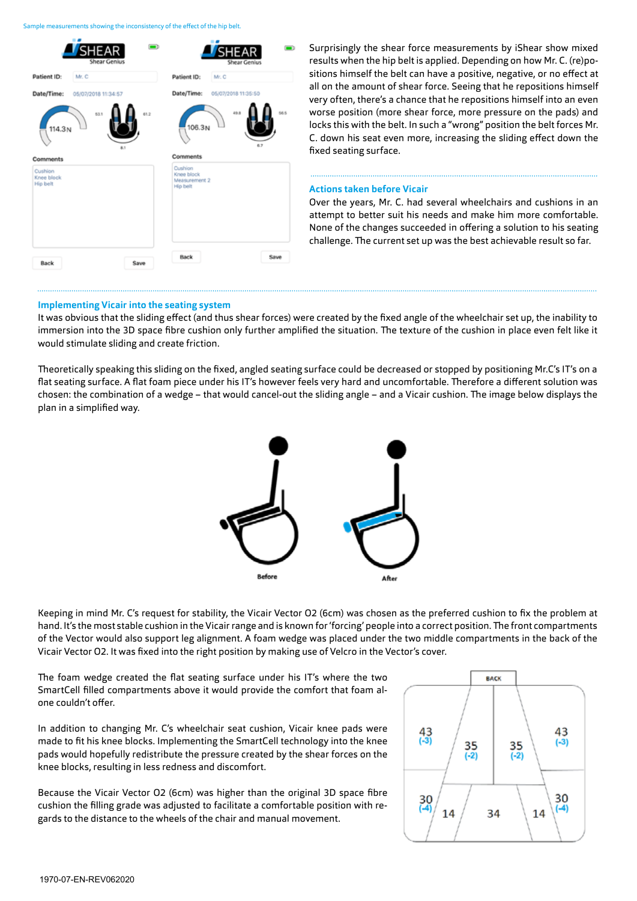Sample measurements showing the inconsistency of the effect of the hip belt.

Surprisingly the shear force measurements by iShear show mixed results when the hip belt is applied. Depending on how Mr. C. (re)positions himself the belt can have a positive, negative, or no effect at all on the amount of shear force. Seeing that he repositions himself very often, there's a chance that he repositions himself into an even worse position (more shear force, more pressure on the pads) and locks this with the belt. In such a "wrong" position the belt forces Mr. C. down his seat even more, increasing the sliding effect down the fixed seating surface.

## Actions taken before Vicair

Over the years, Mr. C. had several wheelchairs and cushions in an attempt to better suit his needs and make him more comfortable. None of the changes succeeded in offering a solution to his seating challenge. The current set up was the best achievable result so far.

## Implementing Vicair into the seating system

It was obvious that the sliding effect (and thus shear forces) were created by the fixed angle of the wheelchair set up, the inability to immersion into the 3D space fibre cushion only further amplified the situation. The texture of the cushion in place even felt like it would stimulate sliding and create friction.

Theoretically speaking this sliding on the fixed, angled seating surface could be decreased or stopped by positioning Mr.C's IT's on a flat seating surface. A flat foam piece under his IT's however feels very hard and uncomfortable. Therefore a different solution was chosen: the combination of a wedge – that would cancel-out the sliding angle – and a Vicair cushion. The image below displays the plan in a simplified way.

Before After

Keeping in mind Mr. C's request for stability, the Vicair Vector O2 (6cm) was chosen as the preferred cushion to fix the problem at hand. It's the most stable cushion in the Vicair range and is known for 'forcing' people into a correct position. The front compartments of the Vector would also support leg alignment. A foam wedge was placed under the two middle compartments in the back of the Vicair Vector O2. It was fixed into the right position by making use of Velcro in the Vector's cover.

The foam wedge created the flat seating surface under his IT's where the two SmartCell filled compartments above it would provide the comfort that foam alone couldn't offer.

In addition to changing Mr. C's wheelchair seat cushion, Vicair knee pads were made to fit his knee blocks. Implementing the SmartCell technology into the knee pads would hopefully redistribute the pressure created by the shear forces on the knee blocks, resulting in less redness and discomfort.

Because the Vicair Vector O2 (6cm) was higher than the original 3D space fibre cushion the filling grade was adjusted to facilitate a comfortable position with regards to the distance to the wheels of the chair and manual movement.

1970-07-EN-REV062020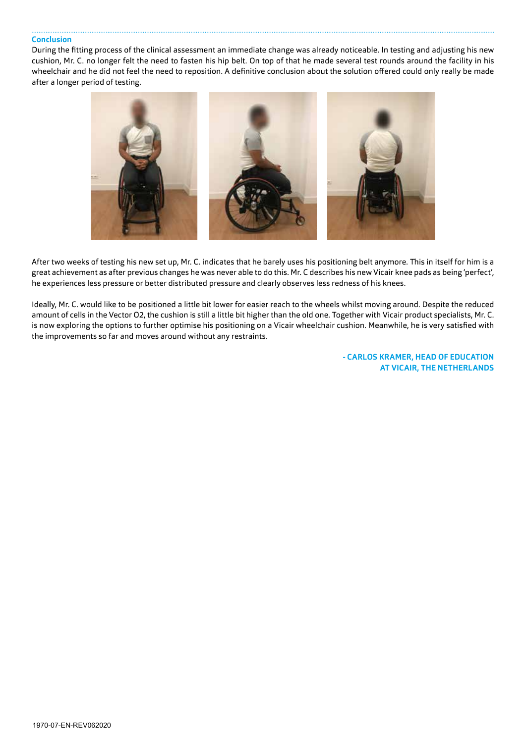## Conclusion

During the fitting process of the clinical assessment an immediate change was already noticeable. In testing and adjusting his new cushion, Mr. C. no longer felt the need to fasten his hip belt. On top of that he made several test rounds around the facility in his wheelchair and he did not feel the need to reposition. A definitive conclusion about the solution offered could only really be made after a longer period of testing.

After two weeks of testing his new set up, Mr. C. indicates that he barely uses his positioning belt anymore. This in itself for him is a great achievement as after previous changes he was never able to do this. Mr. C describes his new Vicair knee pads as being 'perfect', he experiences less pressure or better distributed pressure and clearly observes less redness of his knees.

Ideally, Mr. C. would like to be positioned a little bit lower for easier reach to the wheels whilst moving around. Despite the reduced amount of cells in the Vector O2, the cushion is still a little bit higher than the old one. Together with Vicair product specialists, Mr. C. is now exploring the options to further optimise his positioning on a Vicair wheelchair cushion. Meanwhile, he is very satisfied with the improvements so far and moves around without any restraints.

**- CARLOS KRAMER, HEAD OF EDUCATION AT VICAIR, THE NETHERLANDS**

1970-07-EN-REV062020